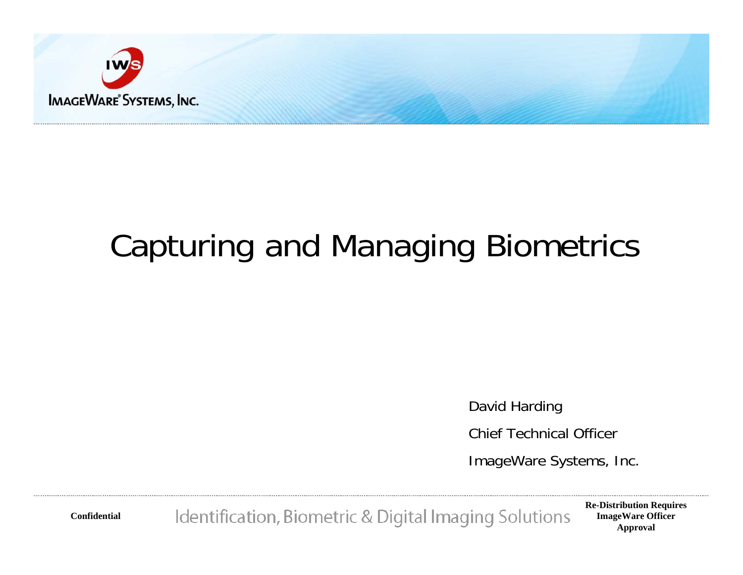# Capturing and Managing Biometrics

David Harding

Chief Technical Officer

ImageWare Systems, Inc.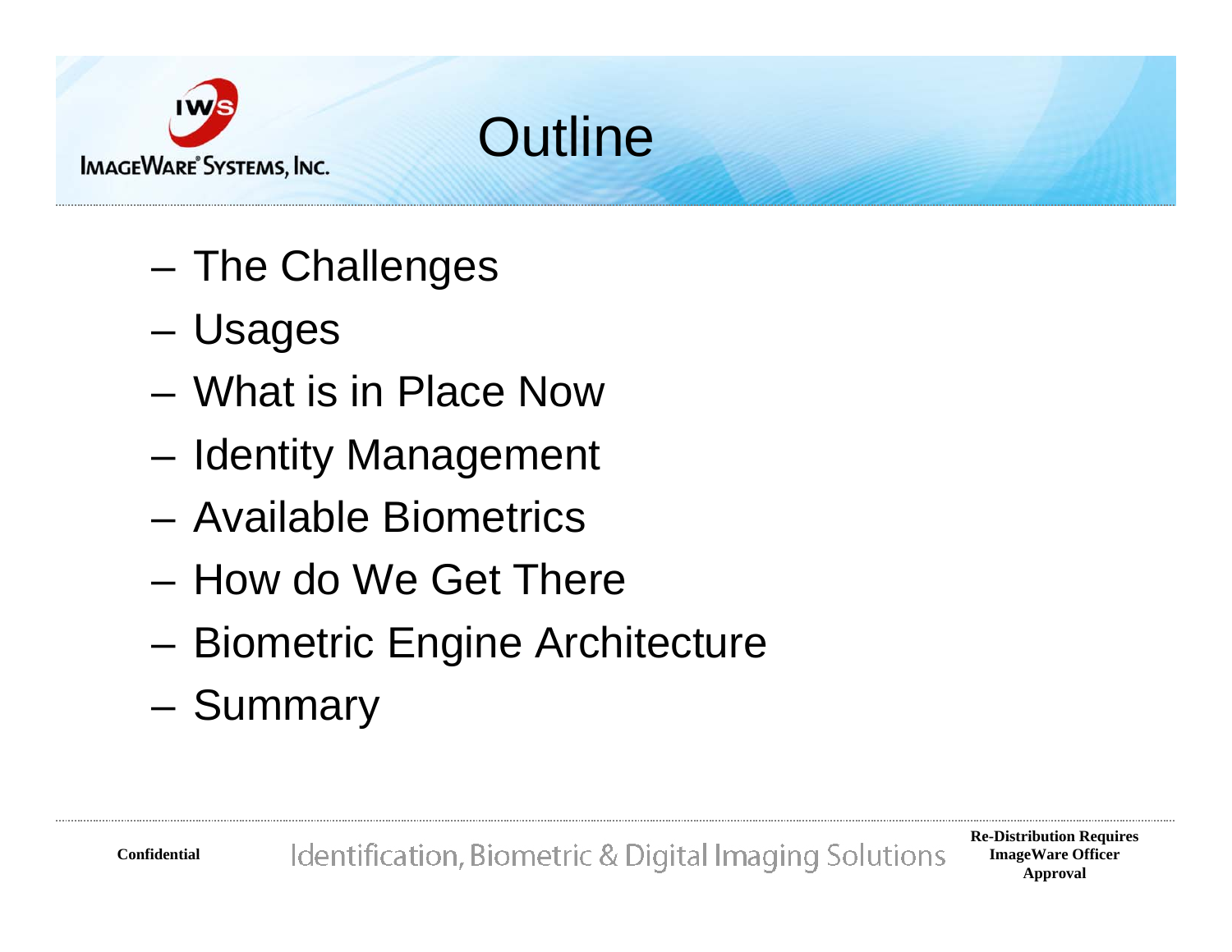# Outline

- The Challenges
- Usages
- What is in Place Now
- Identity Management
- Available Biometrics
- How do We Get There
- Biometric Engine Architecture
- Summary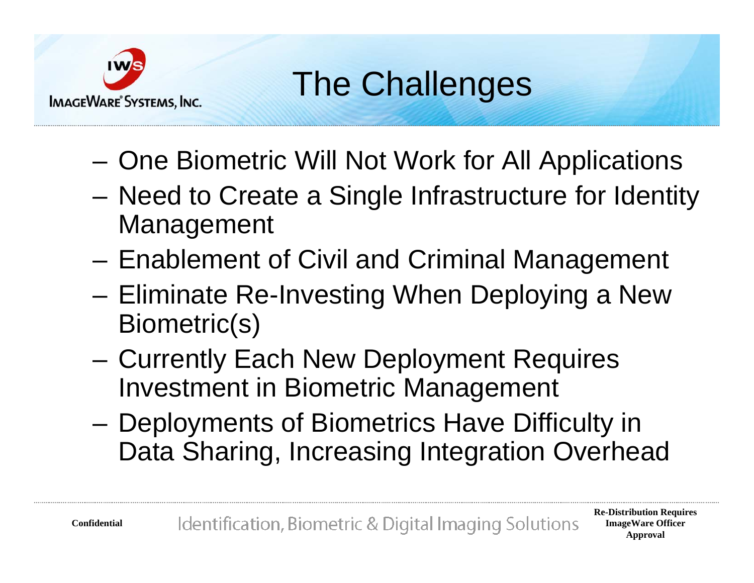# The Challenges

- One Biometric Will Not Work for All Applications
- Need to Create a Single Infrastructure for Identity Management
- Enablement of Civil and Criminal Management
- Eliminate Re-Investing When Deploying a New Biometric(s)
- Currently Each New Deployment Requires Investment in Biometric Management
- Deployments of Biometrics Have Difficulty in Data Sharing, Increasing Integration Overhead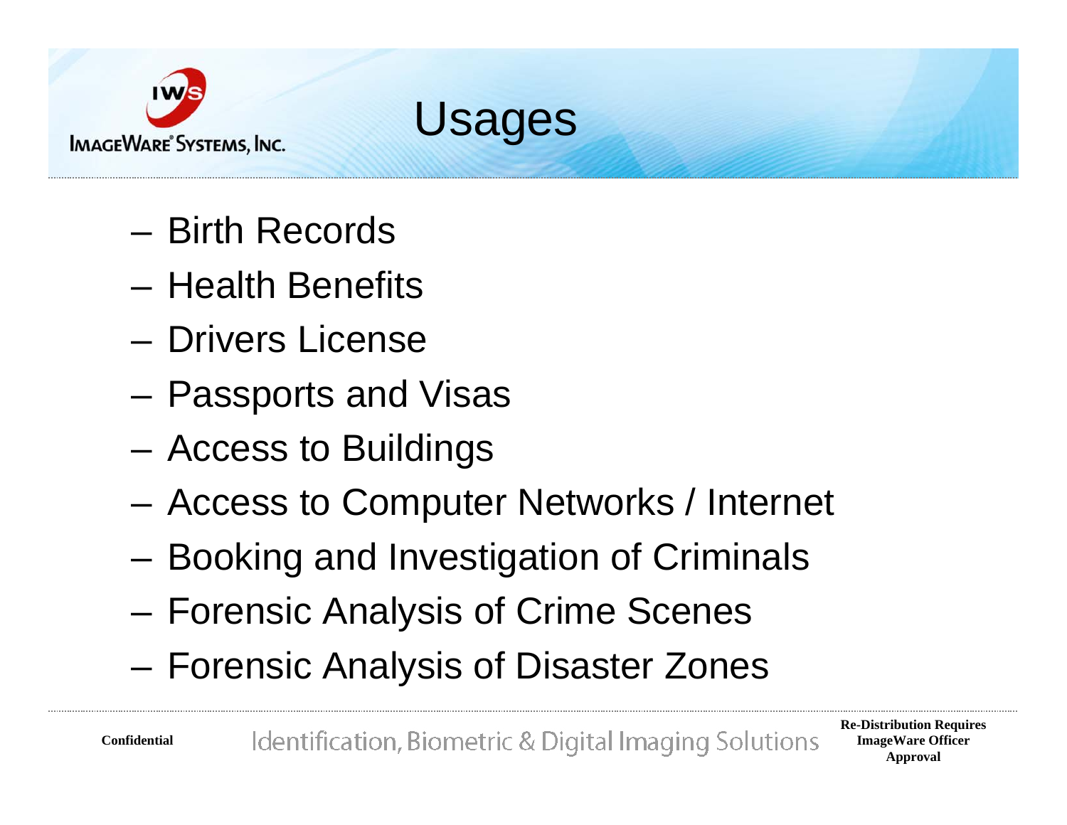# Usages

- Birth Records
- Health Benefits
- Drivers License
- Passports and Visas
- Access to Buildings
- Access to Computer Networks / Internet
- Booking and Investigation of Criminals
- Forensic Analysis of Crime Scenes
- Forensic Analysis of Disaster Zones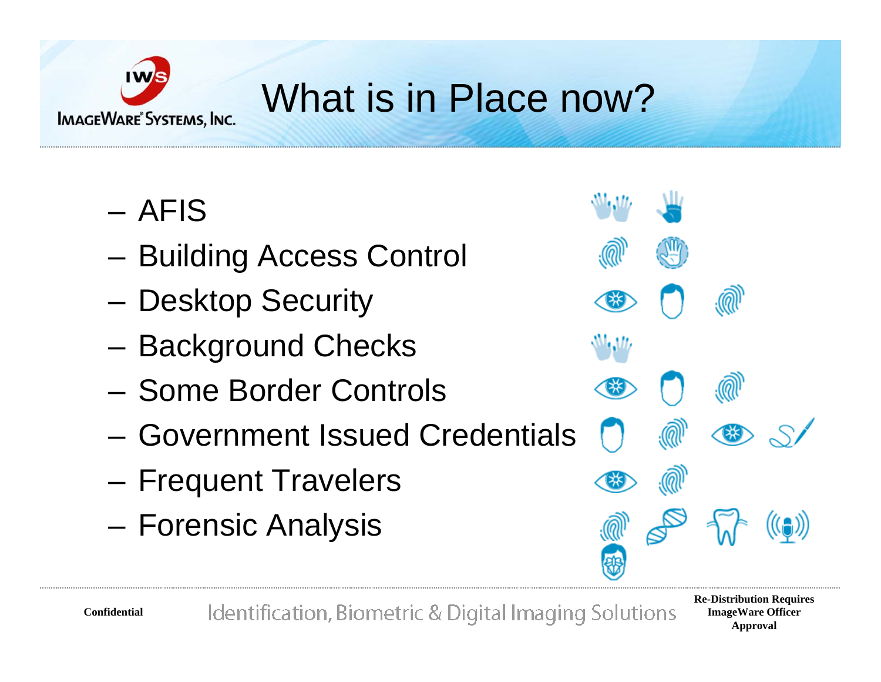# What is in Place now?

- AFIS
- Building Access Control
- Desktop Security
- Background Checks
- Some Border Controls
- Government Issued Credentials
- Frequent Travelers
- Forensic Analysis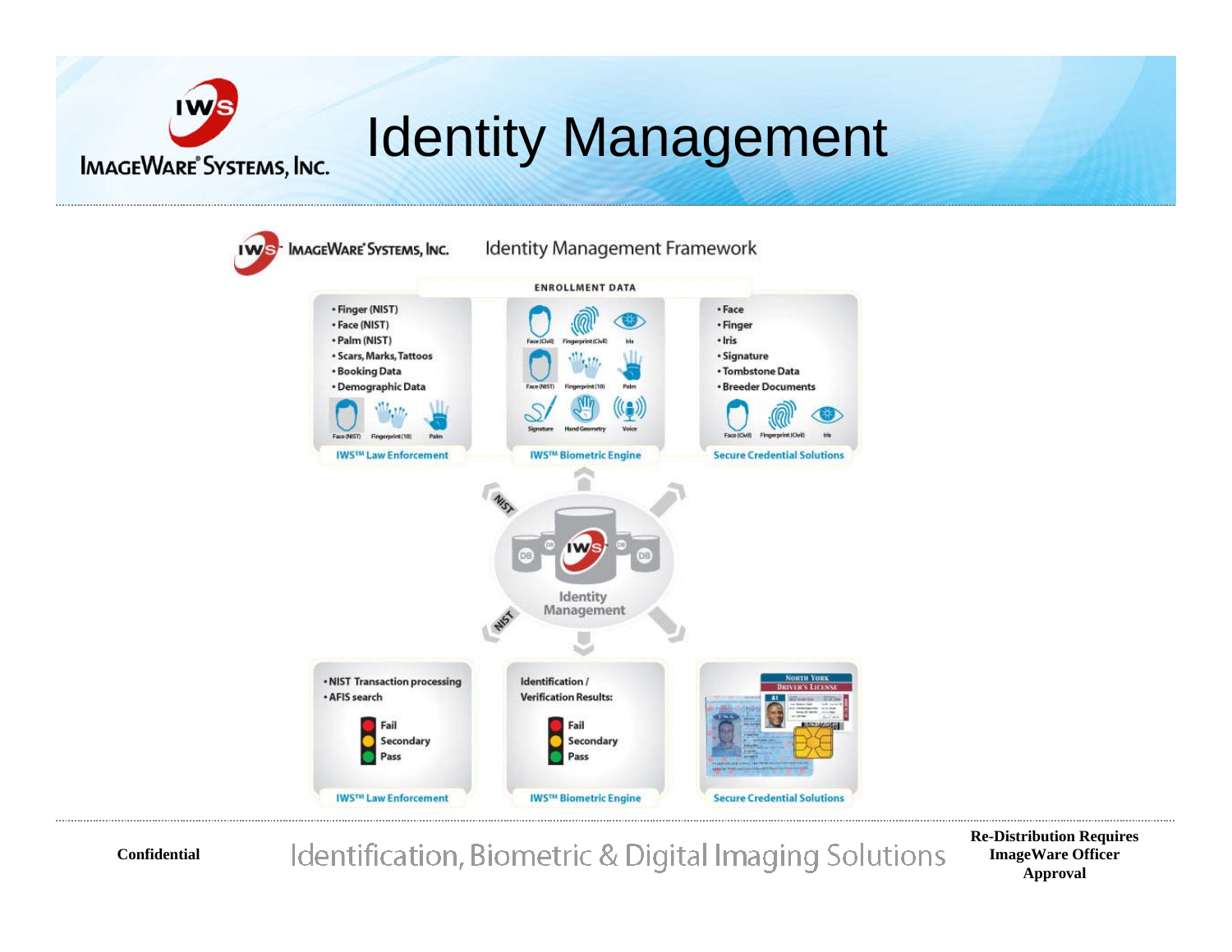# Identity Management

## Identity Management Framework

**ENROLLMENT DATA**

- Finger (NIST)
- Face (NIST)
- Palm (NIST)
- Scars, Marks, Tattoos
- Booking Data
- Demographic Data

Face (NIST) · Fingerprint (10) · Palm

IWS™ Law Enforcement

Face (Civil) · Fingerprint (Civil) · Iris
Face (NIST) · Fingerprint (10) · Palm
Signature · Hand Geometry · Voice

IWS™ Biometric Engine

- Face
- Finger
- Iris
- Signature
- Tombstone Data
- Breeder Documents

Face (Civil) · Fingerprint (Civil) · Iris

Secure Credential Solutions

NIST

Identity Management

NIST

- NIST Transaction processing
- AFIS search

Fail
Secondary
Pass

IWS™ Law Enforcement

Identification / Verification Results:

Fail
Secondary
Pass

IWS™ Biometric Engine

Secure Credential Solutions

Confidential

Identification, Biometric & Digital Imaging Solutions

**Re-Distribution Requires ImageWare Officer Approval**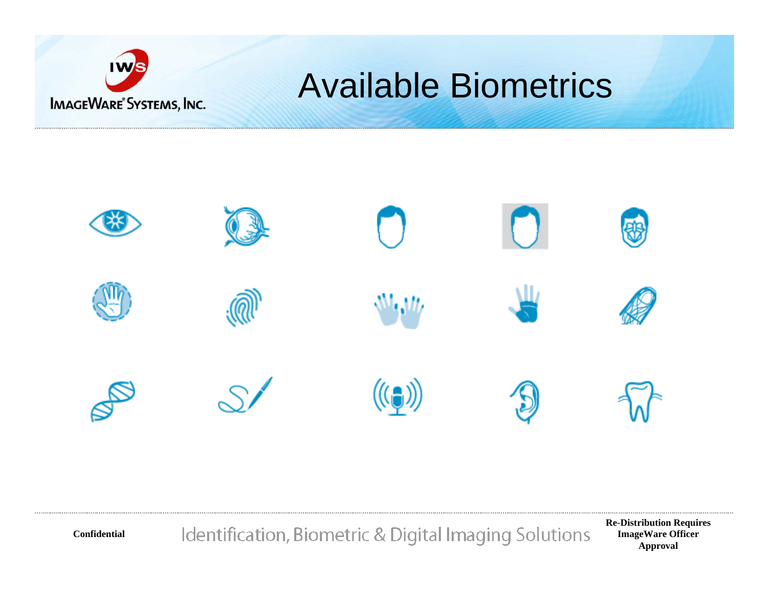# Available Biometrics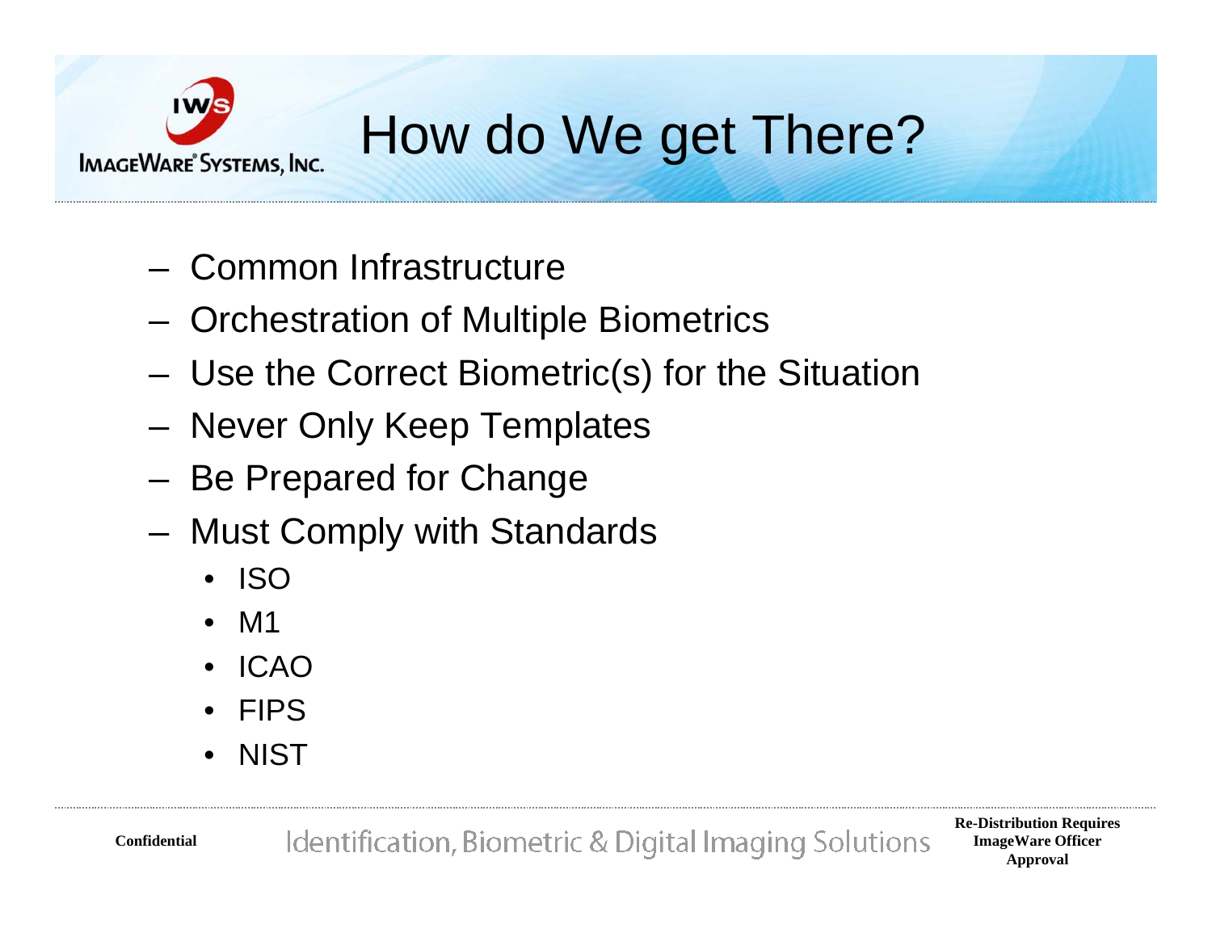# How do We get There?

- Common Infrastructure
- Orchestration of Multiple Biometrics
- Use the Correct Biometric(s) for the Situation
- Never Only Keep Templates
- Be Prepared for Change
- Must Comply with Standards
  - ISO
  - M1
  - ICAO
  - FIPS
  - NIST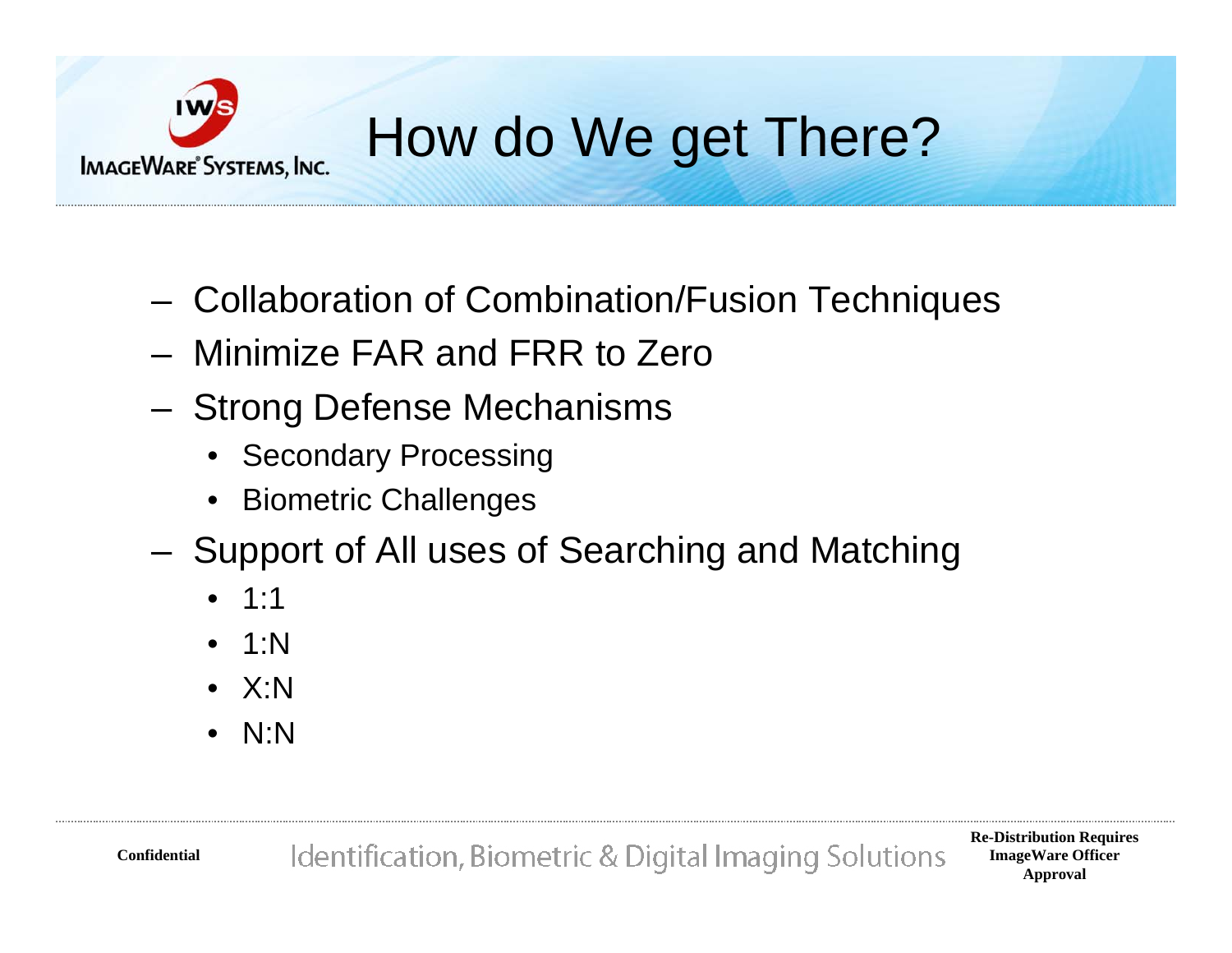# How do We get There?

- Collaboration of Combination/Fusion Techniques
- Minimize FAR and FRR to Zero
- Strong Defense Mechanisms
  - Secondary Processing
  - Biometric Challenges
- Support of All uses of Searching and Matching
  - 1:1
  - 1:N
  - X:N
  - N:N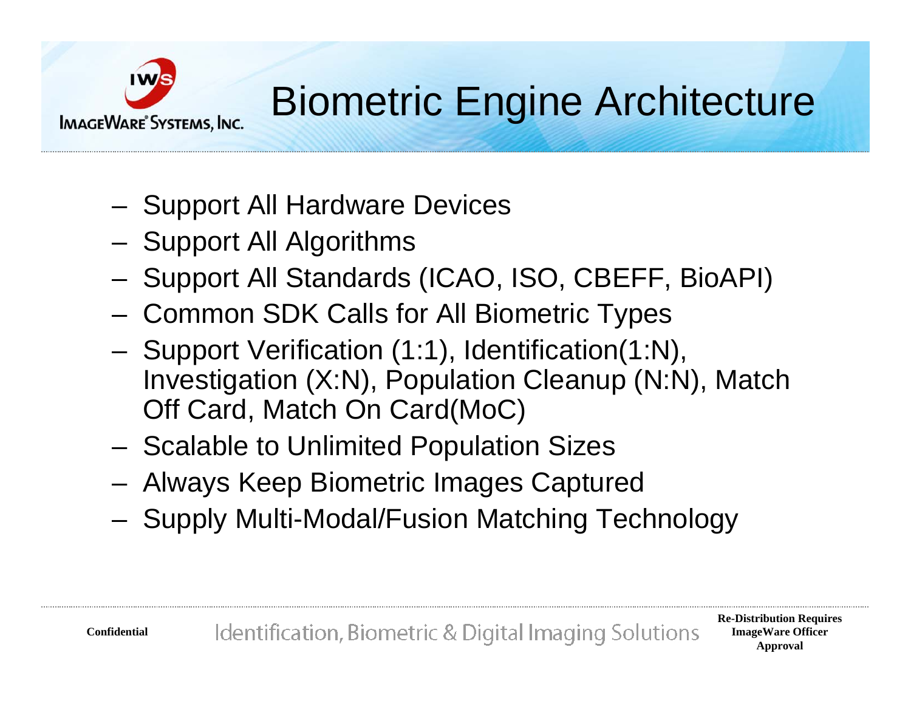# Biometric Engine Architecture

- Support All Hardware Devices
- Support All Algorithms
- Support All Standards (ICAO, ISO, CBEFF, BioAPI)
- Common SDK Calls for All Biometric Types
- Support Verification (1:1), Identification(1:N), Investigation (X:N), Population Cleanup (N:N), Match Off Card, Match On Card(MoC)
- Scalable to Unlimited Population Sizes
- Always Keep Biometric Images Captured
- Supply Multi-Modal/Fusion Matching Technology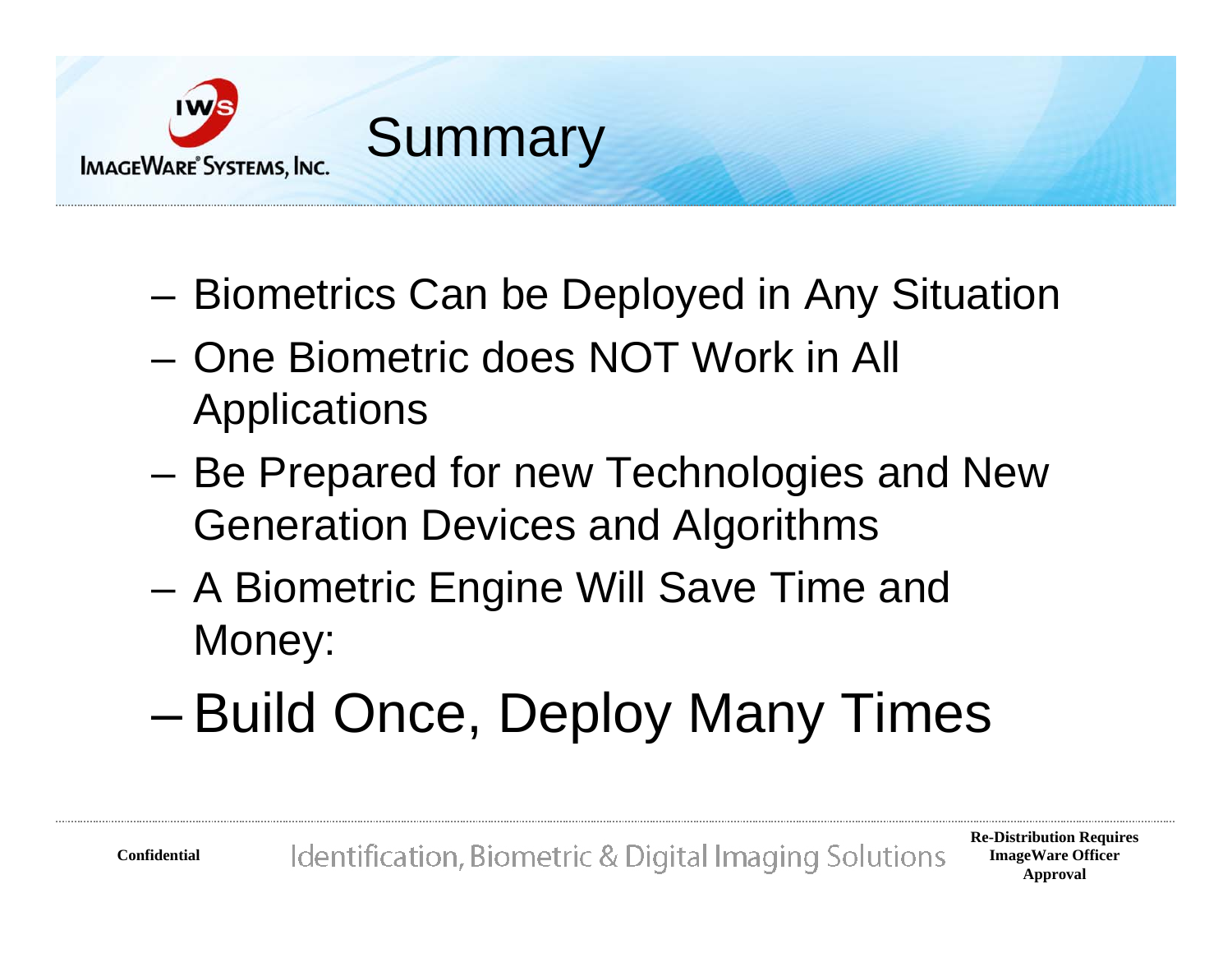# Summary

- Biometrics Can be Deployed in Any Situation
- One Biometric does NOT Work in All Applications
- Be Prepared for new Technologies and New Generation Devices and Algorithms
- A Biometric Engine Will Save Time and Money:
- Build Once, Deploy Many Times